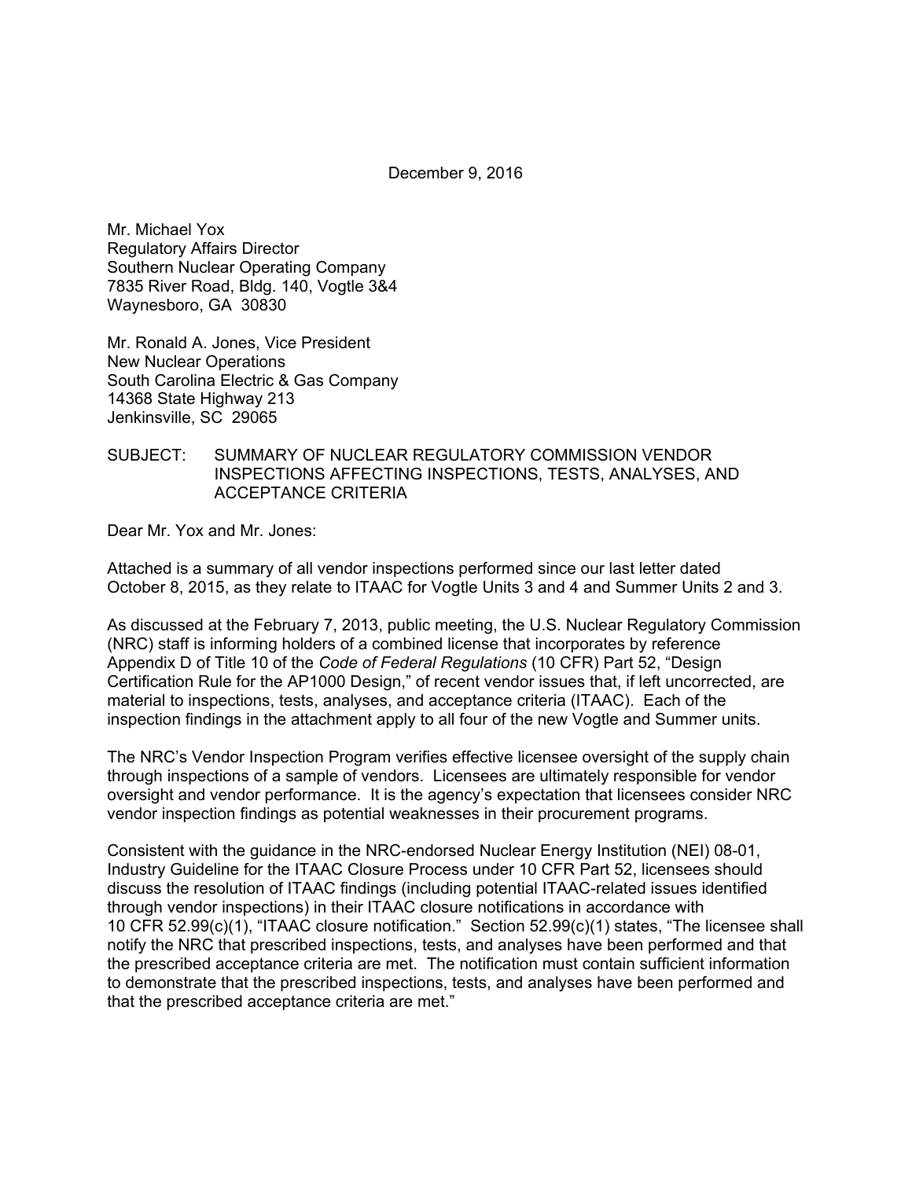December 9, 2016

Mr. Michael Yox  
Regulatory Affairs Director  
Southern Nuclear Operating Company  
7835 River Road, Bldg. 140, Vogtle 3&4  
Waynesboro, GA 30830

Mr. Ronald A. Jones, Vice President  
New Nuclear Operations  
South Carolina Electric & Gas Company  
14368 State Highway 213  
Jenkinsville, SC 29065

SUBJECT: SUMMARY OF NUCLEAR REGULATORY COMMISSION VENDOR INSPECTIONS AFFECTING INSPECTIONS, TESTS, ANALYSES, AND ACCEPTANCE CRITERIA

Dear Mr. Yox and Mr. Jones:

Attached is a summary of all vendor inspections performed since our last letter dated October 8, 2015, as they relate to ITAAC for Vogtle Units 3 and 4 and Summer Units 2 and 3.

As discussed at the February 7, 2013, public meeting, the U.S. Nuclear Regulatory Commission (NRC) staff is informing holders of a combined license that incorporates by reference Appendix D of Title 10 of the *Code of Federal Regulations* (10 CFR) Part 52, "Design Certification Rule for the AP1000 Design," of recent vendor issues that, if left uncorrected, are material to inspections, tests, analyses, and acceptance criteria (ITAAC). Each of the inspection findings in the attachment apply to all four of the new Vogtle and Summer units.

The NRC's Vendor Inspection Program verifies effective licensee oversight of the supply chain through inspections of a sample of vendors. Licensees are ultimately responsible for vendor oversight and vendor performance. It is the agency's expectation that licensees consider NRC vendor inspection findings as potential weaknesses in their procurement programs.

Consistent with the guidance in the NRC-endorsed Nuclear Energy Institution (NEI) 08-01, Industry Guideline for the ITAAC Closure Process under 10 CFR Part 52, licensees should discuss the resolution of ITAAC findings (including potential ITAAC-related issues identified through vendor inspections) in their ITAAC closure notifications in accordance with 10 CFR 52.99(c)(1), "ITAAC closure notification." Section 52.99(c)(1) states, "The licensee shall notify the NRC that prescribed inspections, tests, and analyses have been performed and that the prescribed acceptance criteria are met. The notification must contain sufficient information to demonstrate that the prescribed inspections, tests, and analyses have been performed and that the prescribed acceptance criteria are met."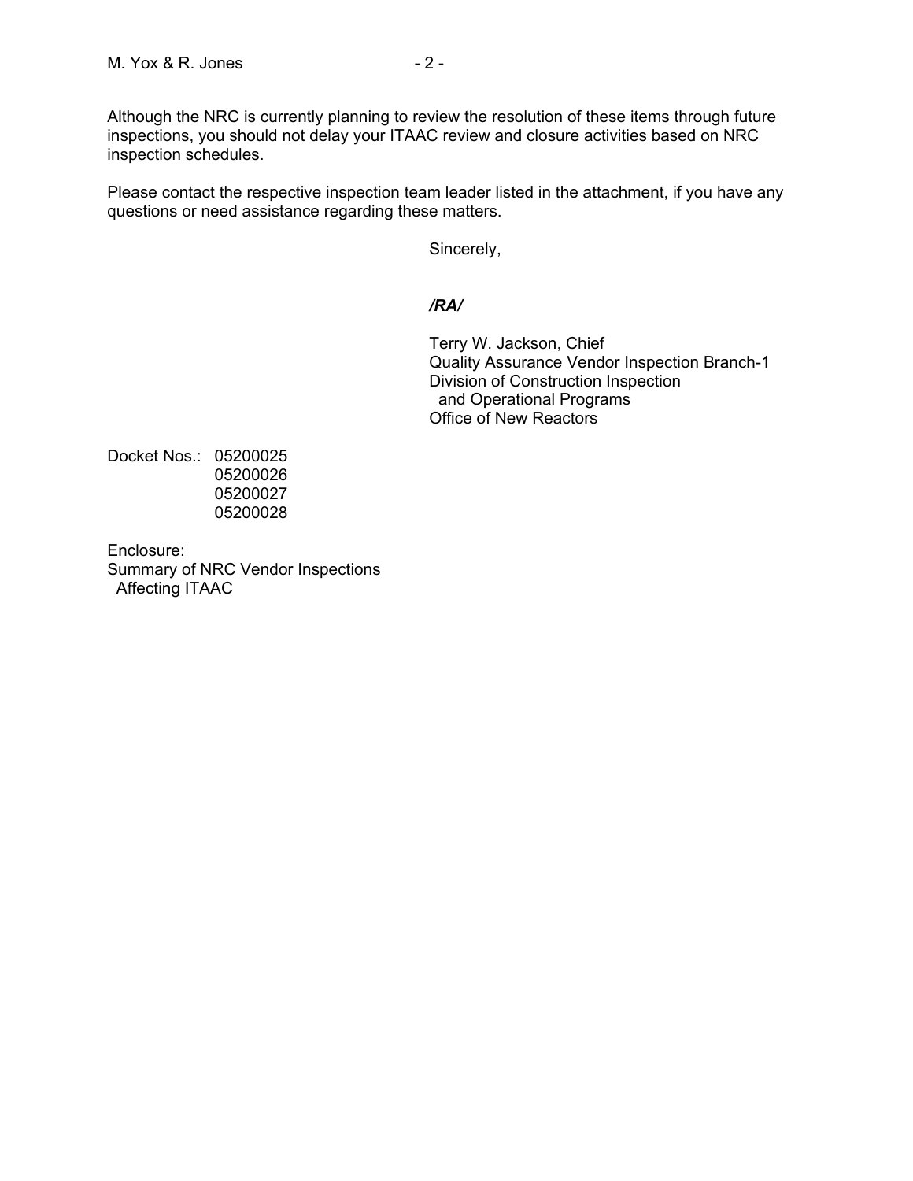Although the NRC is currently planning to review the resolution of these items through future inspections, you should not delay your ITAAC review and closure activities based on NRC inspection schedules.

Please contact the respective inspection team leader listed in the attachment, if you have any questions or need assistance regarding these matters.

Sincerely,

***/RA/***

Terry W. Jackson, Chief
Quality Assurance Vendor Inspection Branch-1
Division of Construction Inspection
  and Operational Programs
Office of New Reactors

Docket Nos.: 05200025
05200026
05200027
05200028

Enclosure:
Summary of NRC Vendor Inspections
  Affecting ITAAC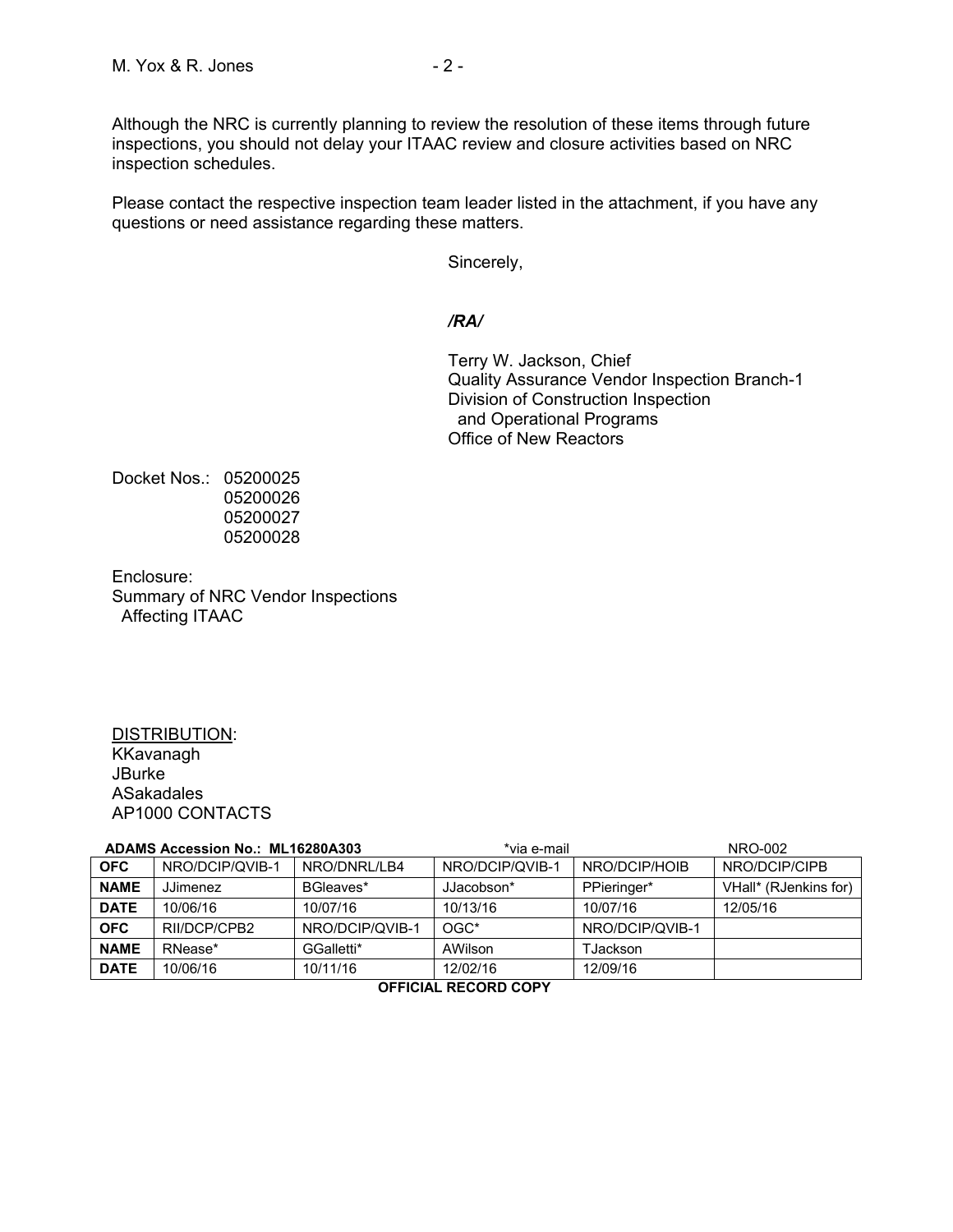Although the NRC is currently planning to review the resolution of these items through future inspections, you should not delay your ITAAC review and closure activities based on NRC inspection schedules.

Please contact the respective inspection team leader listed in the attachment, if you have any questions or need assistance regarding these matters.

Sincerely,

*/RA/*

Terry W. Jackson, Chief
Quality Assurance Vendor Inspection Branch-1
Division of Construction Inspection
and Operational Programs
Office of New Reactors

Docket Nos.: 05200025
05200026
05200027
05200028

Enclosure:
Summary of NRC Vendor Inspections
Affecting ITAAC

DISTRIBUTION:
KKavanagh
JBurke
ASakadales
AP1000 CONTACTS

**ADAMS Accession No.: ML16280A303** *via e-mail NRO-002

| **OFC** | NRO/DCIP/QVIB-1 | NRO/DNRL/LB4 | NRO/DCIP/QVIB-1 | NRO/DCIP/HOIB | NRO/DCIP/CIPB |
|---|---|---|---|---|---|
| **NAME** | JJimenez | BGleaves* | JJacobson* | PPieringer* | VHall* (RJenkins for) |
| **DATE** | 10/06/16 | 10/07/16 | 10/13/16 | 10/07/16 | 12/05/16 |
| **OFC** | RII/DCP/CPB2 | NRO/DCIP/QVIB-1 | OGC* | NRO/DCIP/QVIB-1 | |
| **NAME** | RNease* | GGalletti* | AWilson | TJackson | |
| **DATE** | 10/06/16 | 10/11/16 | 12/02/16 | 12/09/16 | |

**OFFICIAL RECORD COPY**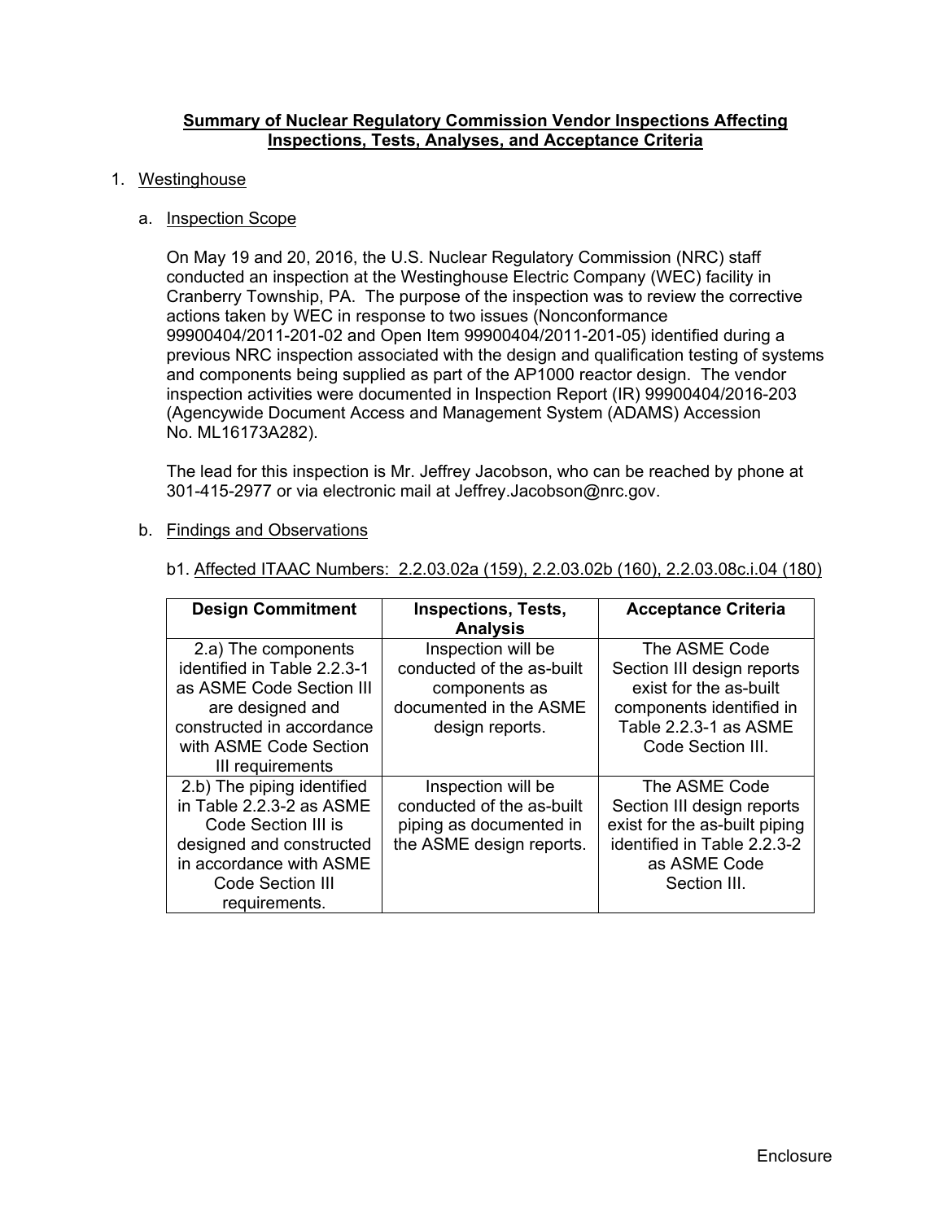**Summary of Nuclear Regulatory Commission Vendor Inspections Affecting Inspections, Tests, Analyses, and Acceptance Criteria**

1. Westinghouse

   a. Inspection Scope

   On May 19 and 20, 2016, the U.S. Nuclear Regulatory Commission (NRC) staff conducted an inspection at the Westinghouse Electric Company (WEC) facility in Cranberry Township, PA. The purpose of the inspection was to review the corrective actions taken by WEC in response to two issues (Nonconformance 99900404/2011-201-02 and Open Item 99900404/2011-201-05) identified during a previous NRC inspection associated with the design and qualification testing of systems and components being supplied as part of the AP1000 reactor design. The vendor inspection activities were documented in Inspection Report (IR) 99900404/2016-203 (Agencywide Document Access and Management System (ADAMS) Accession No. ML16173A282).

   The lead for this inspection is Mr. Jeffrey Jacobson, who can be reached by phone at 301-415-2977 or via electronic mail at Jeffrey.Jacobson@nrc.gov.

   b. Findings and Observations

   b1. Affected ITAAC Numbers: 2.2.03.02a (159), 2.2.03.02b (160), 2.2.03.08c.i.04 (180)

| Design Commitment | Inspections, Tests, Analysis | Acceptance Criteria |
|---|---|---|
| 2.a) The components identified in Table 2.2.3-1 as ASME Code Section III are designed and constructed in accordance with ASME Code Section III requirements | Inspection will be conducted of the as-built components as documented in the ASME design reports. | The ASME Code Section III design reports exist for the as-built components identified in Table 2.2.3-1 as ASME Code Section III. |
| 2.b) The piping identified in Table 2.2.3-2 as ASME Code Section III is designed and constructed in accordance with ASME Code Section III requirements. | Inspection will be conducted of the as-built piping as documented in the ASME design reports. | The ASME Code Section III design reports exist for the as-built piping identified in Table 2.2.3-2 as ASME Code Section III. |

Enclosure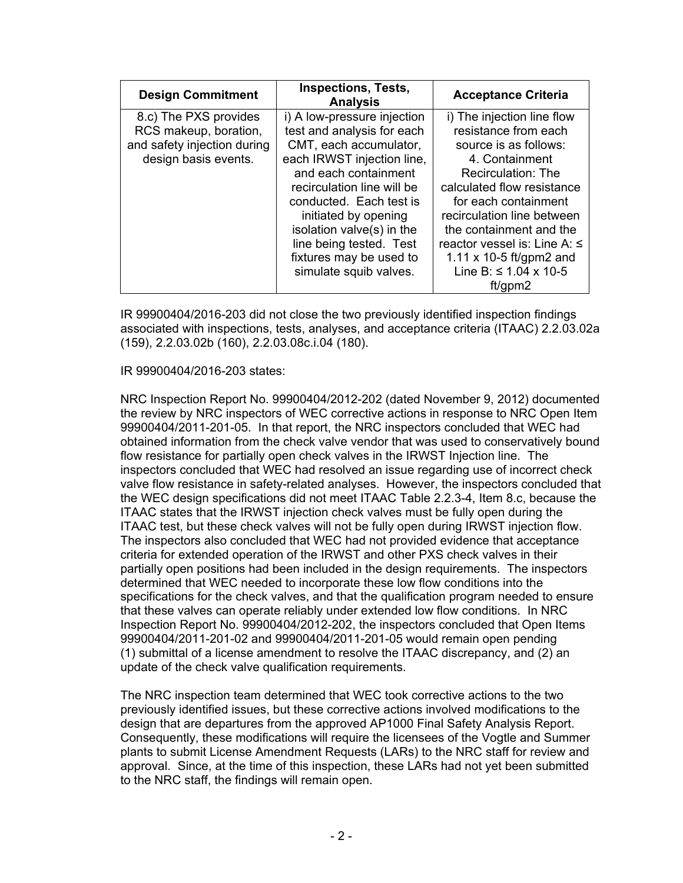| Design Commitment | Inspections, Tests, Analysis | Acceptance Criteria |
| --- | --- | --- |
| 8.c) The PXS provides RCS makeup, boration, and safety injection during design basis events. | i) A low-pressure injection test and analysis for each CMT, each accumulator, each IRWST injection line, and each containment recirculation line will be conducted. Each test is initiated by opening isolation valve(s) in the line being tested. Test fixtures may be used to simulate squib valves. | i) The injection line flow resistance from each source is as follows: 4. Containment Recirculation: The calculated flow resistance for each containment recirculation line between the containment and the reactor vessel is: Line A: ≤ $1.11 \times 10^{-5}$ ft/gpm2 and Line B: ≤ $1.04 \times 10^{-5}$ ft/gpm2 |

IR 99900404/2016-203 did not close the two previously identified inspection findings associated with inspections, tests, analyses, and acceptance criteria (ITAAC) 2.2.03.02a (159), 2.2.03.02b (160), 2.2.03.08c.i.04 (180).

IR 99900404/2016-203 states:

NRC Inspection Report No. 99900404/2012-202 (dated November 9, 2012) documented the review by NRC inspectors of WEC corrective actions in response to NRC Open Item 99900404/2011-201-05. In that report, the NRC inspectors concluded that WEC had obtained information from the check valve vendor that was used to conservatively bound flow resistance for partially open check valves in the IRWST Injection line. The inspectors concluded that WEC had resolved an issue regarding use of incorrect check valve flow resistance in safety-related analyses. However, the inspectors concluded that the WEC design specifications did not meet ITAAC Table 2.2.3-4, Item 8.c, because the ITAAC states that the IRWST injection check valves must be fully open during the ITAAC test, but these check valves will not be fully open during IRWST injection flow. The inspectors also concluded that WEC had not provided evidence that acceptance criteria for extended operation of the IRWST and other PXS check valves in their partially open positions had been included in the design requirements. The inspectors determined that WEC needed to incorporate these low flow conditions into the specifications for the check valves, and that the qualification program needed to ensure that these valves can operate reliably under extended low flow conditions. In NRC Inspection Report No. 99900404/2012-202, the inspectors concluded that Open Items 99900404/2011-201-02 and 99900404/2011-201-05 would remain open pending (1) submittal of a license amendment to resolve the ITAAC discrepancy, and (2) an update of the check valve qualification requirements.

The NRC inspection team determined that WEC took corrective actions to the two previously identified issues, but these corrective actions involved modifications to the design that are departures from the approved AP1000 Final Safety Analysis Report. Consequently, these modifications will require the licensees of the Vogtle and Summer plants to submit License Amendment Requests (LARs) to the NRC staff for review and approval. Since, at the time of this inspection, these LARs had not yet been submitted to the NRC staff, the findings will remain open.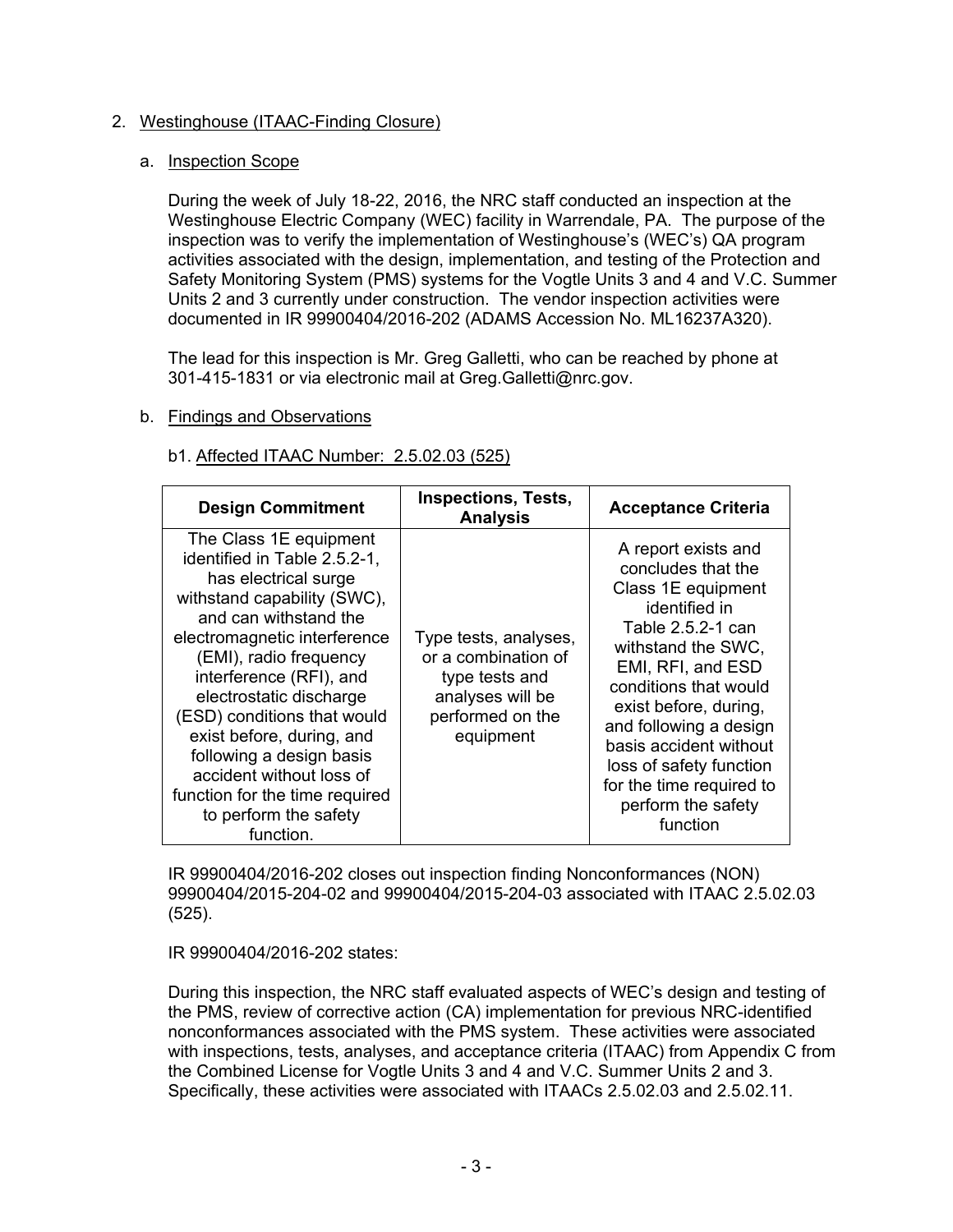2. Westinghouse (ITAAC-Finding Closure)

   a. Inspection Scope

   During the week of July 18-22, 2016, the NRC staff conducted an inspection at the Westinghouse Electric Company (WEC) facility in Warrendale, PA. The purpose of the inspection was to verify the implementation of Westinghouse's (WEC's) QA program activities associated with the design, implementation, and testing of the Protection and Safety Monitoring System (PMS) systems for the Vogtle Units 3 and 4 and V.C. Summer Units 2 and 3 currently under construction. The vendor inspection activities were documented in IR 99900404/2016-202 (ADAMS Accession No. ML16237A320).

   The lead for this inspection is Mr. Greg Galletti, who can be reached by phone at 301-415-1831 or via electronic mail at Greg.Galletti@nrc.gov.

   b. Findings and Observations

   b1. Affected ITAAC Number: 2.5.02.03 (525)

| Design Commitment | Inspections, Tests, Analysis | Acceptance Criteria |
|---|---|---|
| The Class 1E equipment identified in Table 2.5.2-1, has electrical surge withstand capability (SWC), and can withstand the electromagnetic interference (EMI), radio frequency interference (RFI), and electrostatic discharge (ESD) conditions that would exist before, during, and following a design basis accident without loss of function for the time required to perform the safety function. | Type tests, analyses, or a combination of type tests and analyses will be performed on the equipment | A report exists and concludes that the Class 1E equipment identified in Table 2.5.2-1 can withstand the SWC, EMI, RFI, and ESD conditions that would exist before, during, and following a design basis accident without loss of safety function for the time required to perform the safety function |

   IR 99900404/2016-202 closes out inspection finding Nonconformances (NON) 99900404/2015-204-02 and 99900404/2015-204-03 associated with ITAAC 2.5.02.03 (525).

   IR 99900404/2016-202 states:

   During this inspection, the NRC staff evaluated aspects of WEC's design and testing of the PMS, review of corrective action (CA) implementation for previous NRC-identified nonconformances associated with the PMS system. These activities were associated with inspections, tests, analyses, and acceptance criteria (ITAAC) from Appendix C from the Combined License for Vogtle Units 3 and 4 and V.C. Summer Units 2 and 3. Specifically, these activities were associated with ITAACs 2.5.02.03 and 2.5.02.11.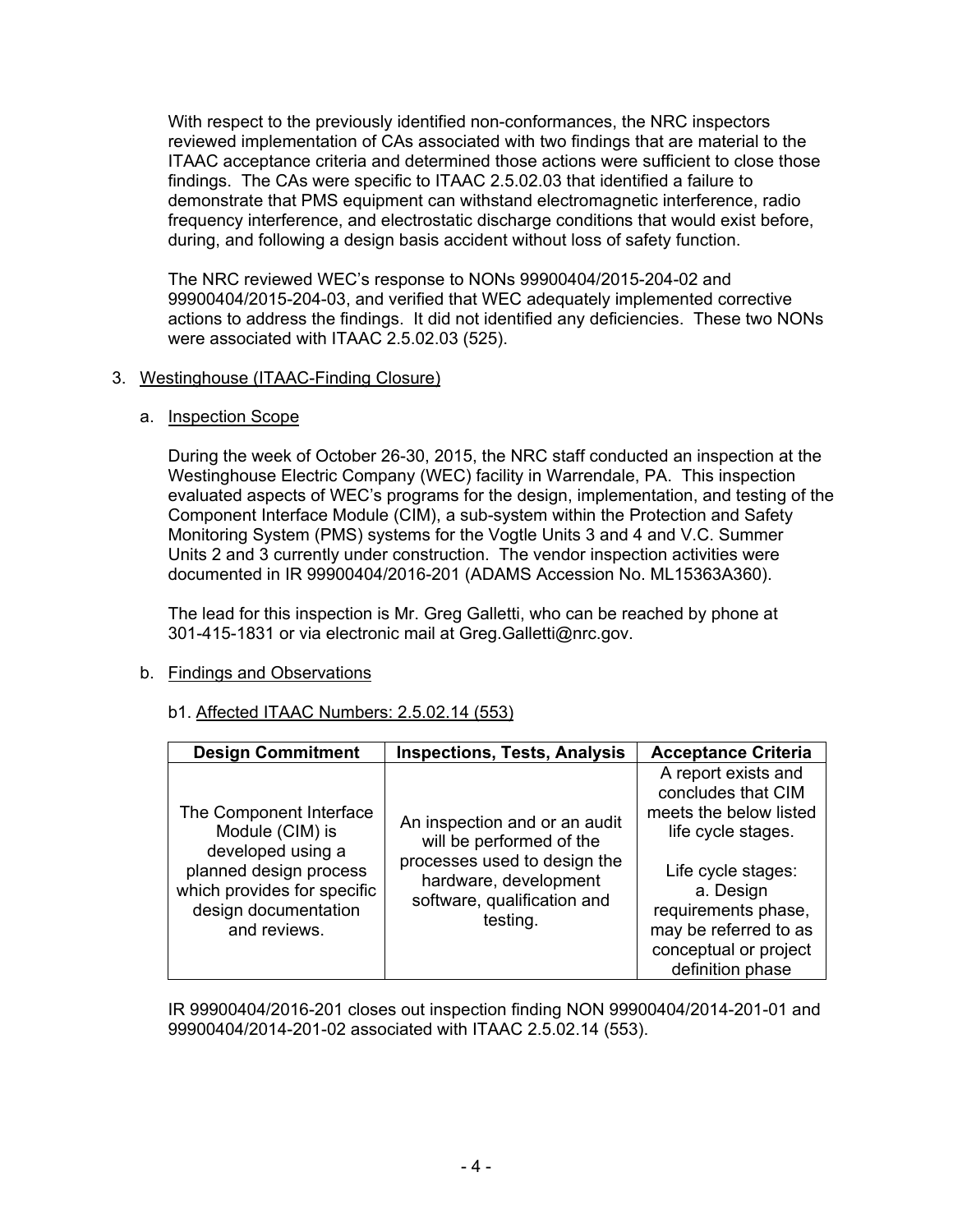With respect to the previously identified non-conformances, the NRC inspectors reviewed implementation of CAs associated with two findings that are material to the ITAAC acceptance criteria and determined those actions were sufficient to close those findings. The CAs were specific to ITAAC 2.5.02.03 that identified a failure to demonstrate that PMS equipment can withstand electromagnetic interference, radio frequency interference, and electrostatic discharge conditions that would exist before, during, and following a design basis accident without loss of safety function.

The NRC reviewed WEC's response to NONs 99900404/2015-204-02 and 99900404/2015-204-03, and verified that WEC adequately implemented corrective actions to address the findings. It did not identified any deficiencies. These two NONs were associated with ITAAC 2.5.02.03 (525).

3. Westinghouse (ITAAC-Finding Closure)

   a. Inspection Scope

   During the week of October 26-30, 2015, the NRC staff conducted an inspection at the Westinghouse Electric Company (WEC) facility in Warrendale, PA. This inspection evaluated aspects of WEC's programs for the design, implementation, and testing of the Component Interface Module (CIM), a sub-system within the Protection and Safety Monitoring System (PMS) systems for the Vogtle Units 3 and 4 and V.C. Summer Units 2 and 3 currently under construction. The vendor inspection activities were documented in IR 99900404/2016-201 (ADAMS Accession No. ML15363A360).

   The lead for this inspection is Mr. Greg Galletti, who can be reached by phone at 301-415-1831 or via electronic mail at Greg.Galletti@nrc.gov.

   b. Findings and Observations

   b1. Affected ITAAC Numbers: 2.5.02.14 (553)

| Design Commitment | Inspections, Tests, Analysis | Acceptance Criteria |
|---|---|---|
| The Component Interface Module (CIM) is developed using a planned design process which provides for specific design documentation and reviews. | An inspection and or an audit will be performed of the processes used to design the hardware, development software, qualification and testing. | A report exists and concludes that CIM meets the below listed life cycle stages.<br><br>Life cycle stages:<br>a. Design requirements phase, may be referred to as conceptual or project definition phase |

   IR 99900404/2016-201 closes out inspection finding NON 99900404/2014-201-01 and 99900404/2014-201-02 associated with ITAAC 2.5.02.14 (553).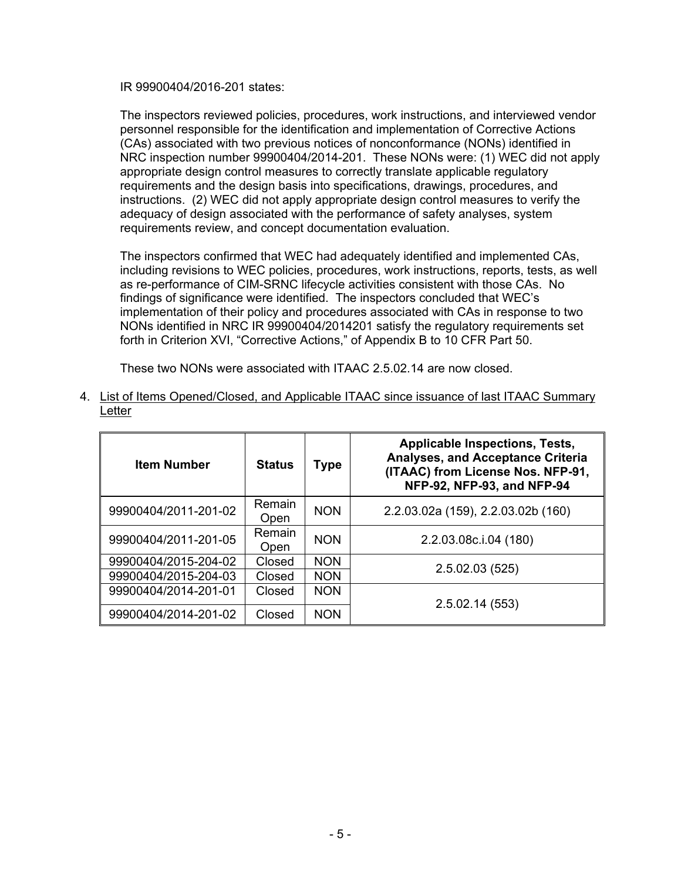IR 99900404/2016-201 states:

The inspectors reviewed policies, procedures, work instructions, and interviewed vendor personnel responsible for the identification and implementation of Corrective Actions (CAs) associated with two previous notices of nonconformance (NONs) identified in NRC inspection number 99900404/2014-201. These NONs were: (1) WEC did not apply appropriate design control measures to correctly translate applicable regulatory requirements and the design basis into specifications, drawings, procedures, and instructions. (2) WEC did not apply appropriate design control measures to verify the adequacy of design associated with the performance of safety analyses, system requirements review, and concept documentation evaluation.

The inspectors confirmed that WEC had adequately identified and implemented CAs, including revisions to WEC policies, procedures, work instructions, reports, tests, as well as re-performance of CIM-SRNC lifecycle activities consistent with those CAs. No findings of significance were identified. The inspectors concluded that WEC's implementation of their policy and procedures associated with CAs in response to two NONs identified in NRC IR 99900404/2014201 satisfy the regulatory requirements set forth in Criterion XVI, "Corrective Actions," of Appendix B to 10 CFR Part 50.

These two NONs were associated with ITAAC 2.5.02.14 are now closed.

4. List of Items Opened/Closed, and Applicable ITAAC since issuance of last ITAAC Summary Letter

| Item Number | Status | Type | Applicable Inspections, Tests, Analyses, and Acceptance Criteria (ITAAC) from License Nos. NFP-91, NFP-92, NFP-93, and NFP-94 |
|---|---|---|---|
| 99900404/2011-201-02 | Remain Open | NON | 2.2.03.02a (159), 2.2.03.02b (160) |
| 99900404/2011-201-05 | Remain Open | NON | 2.2.03.08c.i.04 (180) |
| 99900404/2015-204-02 | Closed | NON | 2.5.02.03 (525) |
| 99900404/2015-204-03 | Closed | NON | |
| 99900404/2014-201-01 | Closed | NON | 2.5.02.14 (553) |
| 99900404/2014-201-02 | Closed | NON | |